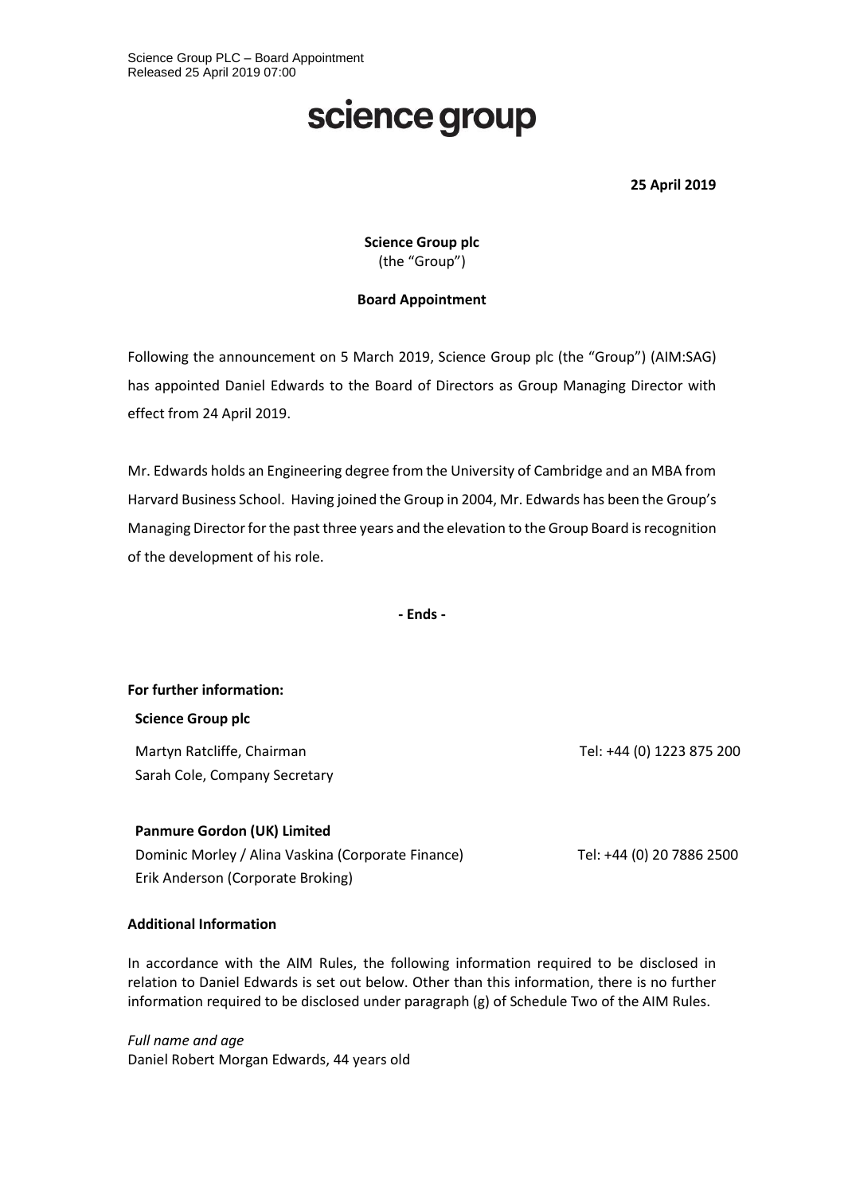Science Group PLC – Board Appointment
Released 25 April 2019 07:00

# science group

**25 April 2019**

**Science Group plc**
(the "Group")

**Board Appointment**

Following the announcement on 5 March 2019, Science Group plc (the "Group") (AIM:SAG) has appointed Daniel Edwards to the Board of Directors as Group Managing Director with effect from 24 April 2019.

Mr. Edwards holds an Engineering degree from the University of Cambridge and an MBA from Harvard Business School. Having joined the Group in 2004, Mr. Edwards has been the Group's Managing Director for the past three years and the elevation to the Group Board is recognition of the development of his role.

**- Ends -**

**For further information:**

**Science Group plc**

| | |
|---|---|
| Martyn Ratcliffe, Chairman | Tel: +44 (0) 1223 875 200 |
| Sarah Cole, Company Secretary | |

**Panmure Gordon (UK) Limited**

| | |
|---|---|
| Dominic Morley / Alina Vaskina (Corporate Finance) | Tel: +44 (0) 20 7886 2500 |
| Erik Anderson (Corporate Broking) | |

**Additional Information**

In accordance with the AIM Rules, the following information required to be disclosed in relation to Daniel Edwards is set out below. Other than this information, there is no further information required to be disclosed under paragraph (g) of Schedule Two of the AIM Rules.

*Full name and age*
Daniel Robert Morgan Edwards, 44 years old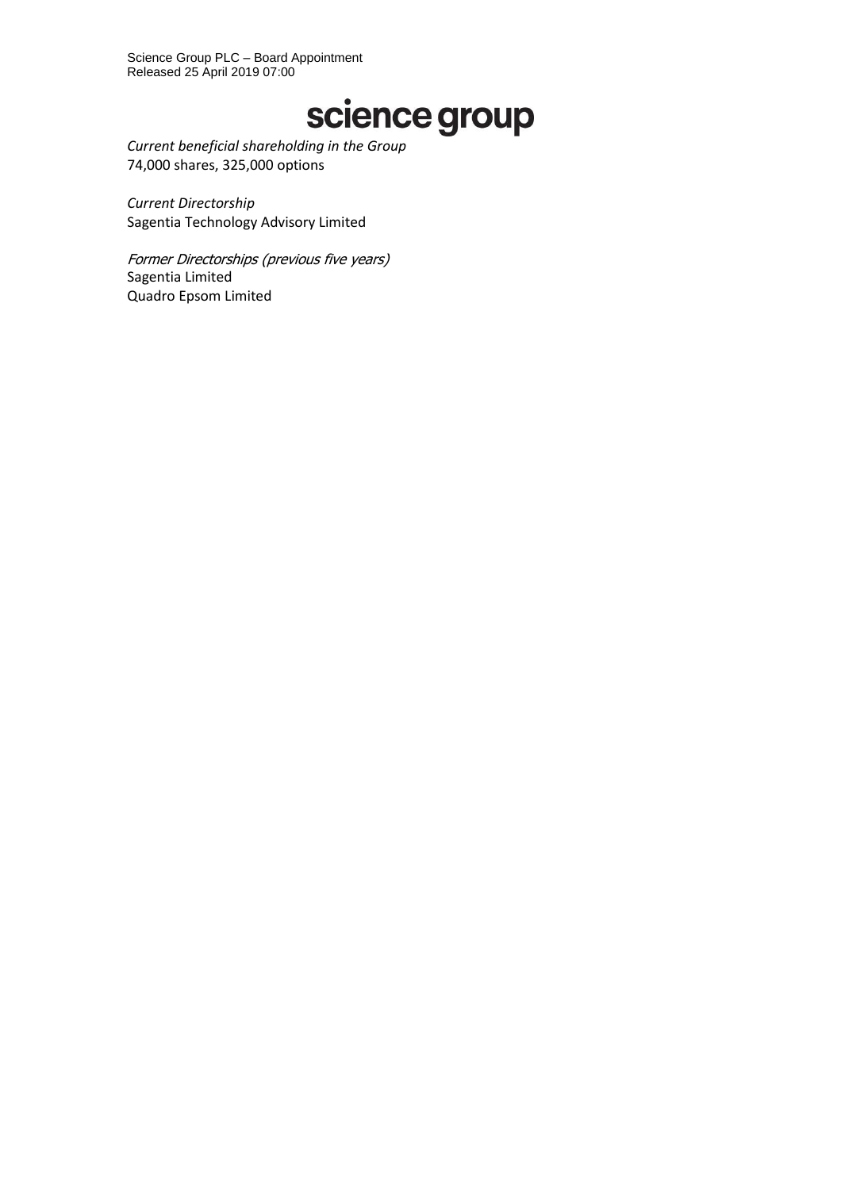*Current beneficial shareholding in the Group*
74,000 shares, 325,000 options

*Current Directorship*
Sagentia Technology Advisory Limited

*Former Directorships (previous five years)*
Sagentia Limited
Quadro Epsom Limited